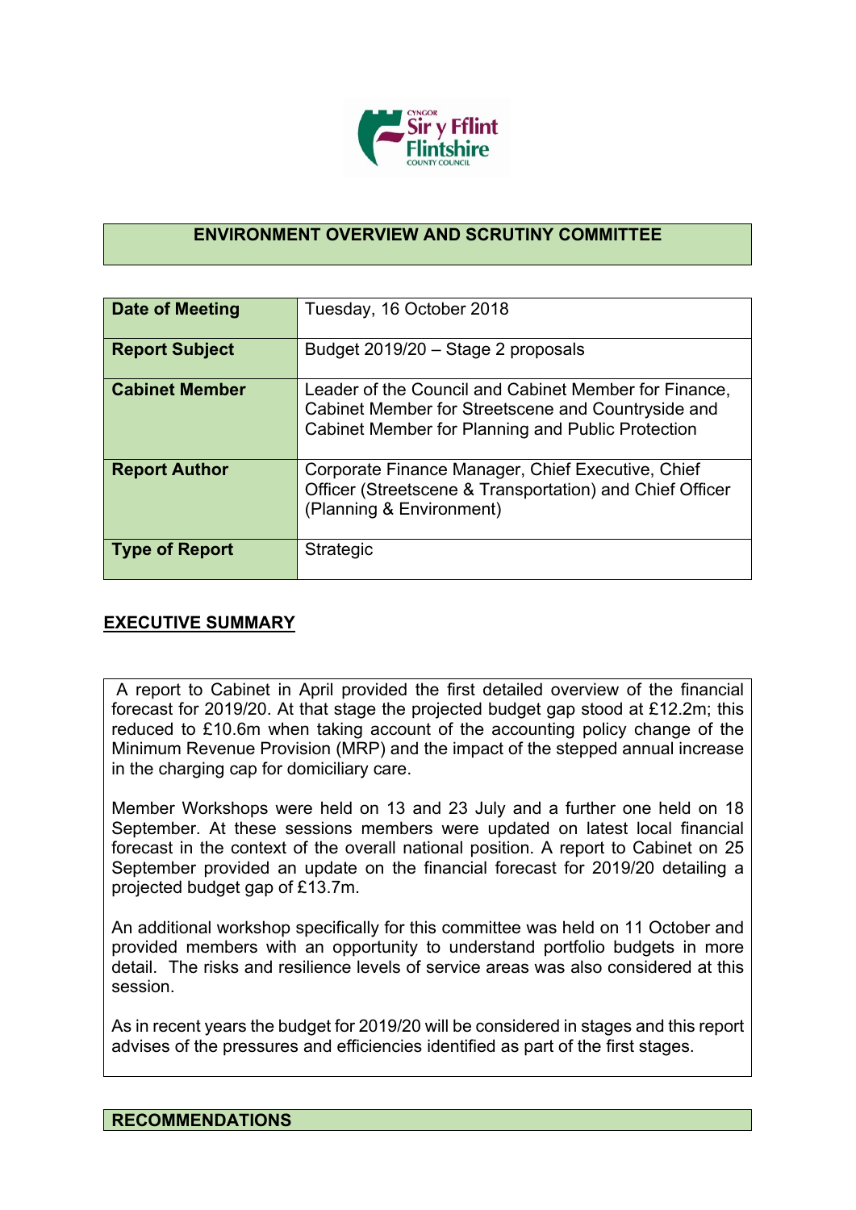## ENVIRONMENT OVERVIEW AND SCRUTINY COMMITTEE

| | |
|---|---|
| **Date of Meeting** | Tuesday, 16 October 2018 |
| **Report Subject** | Budget 2019/20 – Stage 2 proposals |
| **Cabinet Member** | Leader of the Council and Cabinet Member for Finance, Cabinet Member for Streetscene and Countryside and Cabinet Member for Planning and Public Protection |
| **Report Author** | Corporate Finance Manager, Chief Executive, Chief Officer (Streetscene & Transportation) and Chief Officer (Planning & Environment) |
| **Type of Report** | Strategic |

## EXECUTIVE SUMMARY

A report to Cabinet in April provided the first detailed overview of the financial forecast for 2019/20. At that stage the projected budget gap stood at £12.2m; this reduced to £10.6m when taking account of the accounting policy change of the Minimum Revenue Provision (MRP) and the impact of the stepped annual increase in the charging cap for domiciliary care.

Member Workshops were held on 13 and 23 July and a further one held on 18 September. At these sessions members were updated on latest local financial forecast in the context of the overall national position. A report to Cabinet on 25 September provided an update on the financial forecast for 2019/20 detailing a projected budget gap of £13.7m.

An additional workshop specifically for this committee was held on 11 October and provided members with an opportunity to understand portfolio budgets in more detail. The risks and resilience levels of service areas was also considered at this session.

As in recent years the budget for 2019/20 will be considered in stages and this report advises of the pressures and efficiencies identified as part of the first stages.

## RECOMMENDATIONS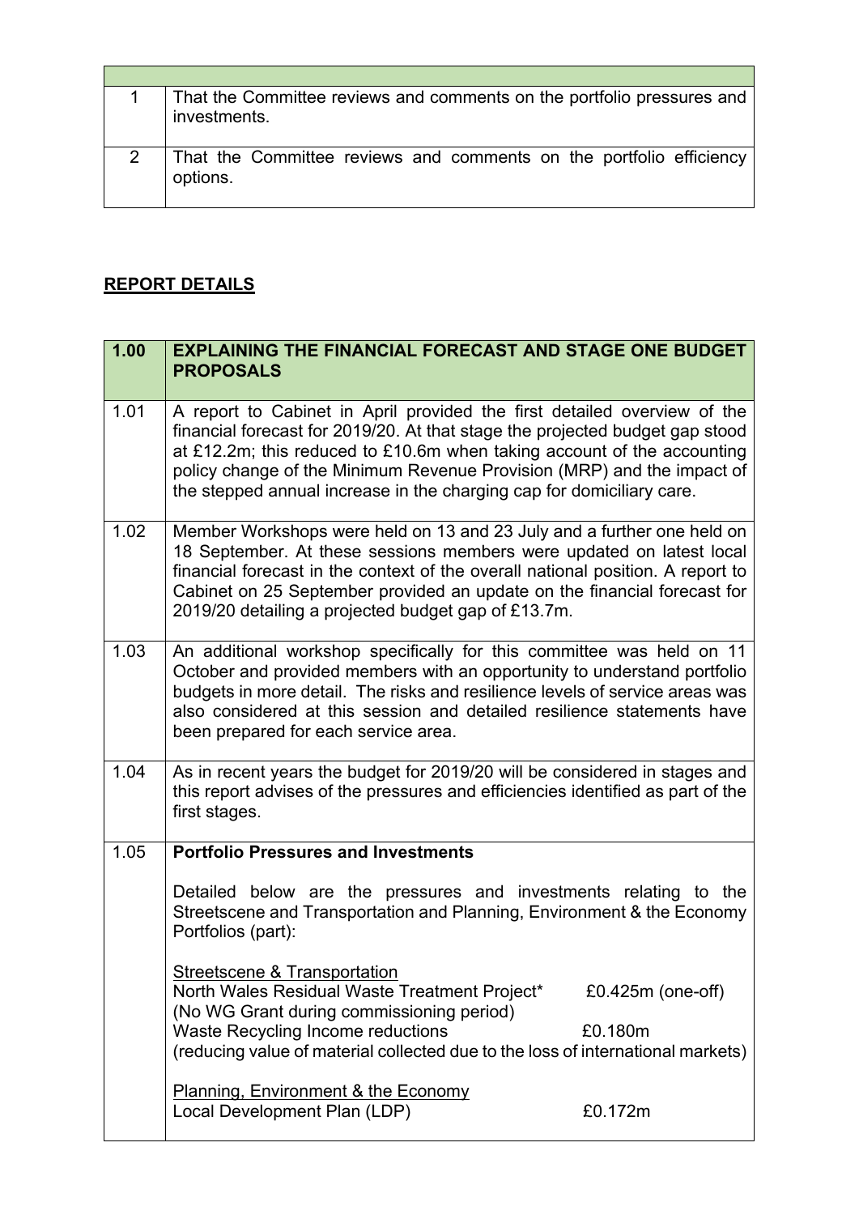| | |
|---|---|
| 1 | That the Committee reviews and comments on the portfolio pressures and investments. |
| 2 | That the Committee reviews and comments on the portfolio efficiency options. |

## REPORT DETAILS

| 1.00 | **EXPLAINING THE FINANCIAL FORECAST AND STAGE ONE BUDGET PROPOSALS** |
|---|---|
| 1.01 | A report to Cabinet in April provided the first detailed overview of the financial forecast for 2019/20. At that stage the projected budget gap stood at £12.2m; this reduced to £10.6m when taking account of the accounting policy change of the Minimum Revenue Provision (MRP) and the impact of the stepped annual increase in the charging cap for domiciliary care. |
| 1.02 | Member Workshops were held on 13 and 23 July and a further one held on 18 September. At these sessions members were updated on latest local financial forecast in the context of the overall national position. A report to Cabinet on 25 September provided an update on the financial forecast for 2019/20 detailing a projected budget gap of £13.7m. |
| 1.03 | An additional workshop specifically for this committee was held on 11 October and provided members with an opportunity to understand portfolio budgets in more detail. The risks and resilience levels of service areas was also considered at this session and detailed resilience statements have been prepared for each service area. |
| 1.04 | As in recent years the budget for 2019/20 will be considered in stages and this report advises of the pressures and efficiencies identified as part of the first stages. |
| 1.05 | **Portfolio Pressures and Investments**<br><br>Detailed below are the pressures and investments relating to the Streetscene and Transportation and Planning, Environment & the Economy Portfolios (part):<br><br><u>Streetscene & Transportation</u><br>North Wales Residual Waste Treatment Project* £0.425m (one-off)<br>(No WG Grant during commissioning period)<br>Waste Recycling Income reductions £0.180m<br>(reducing value of material collected due to the loss of international markets)<br><br><u>Planning, Environment & the Economy</u><br>Local Development Plan (LDP) £0.172m |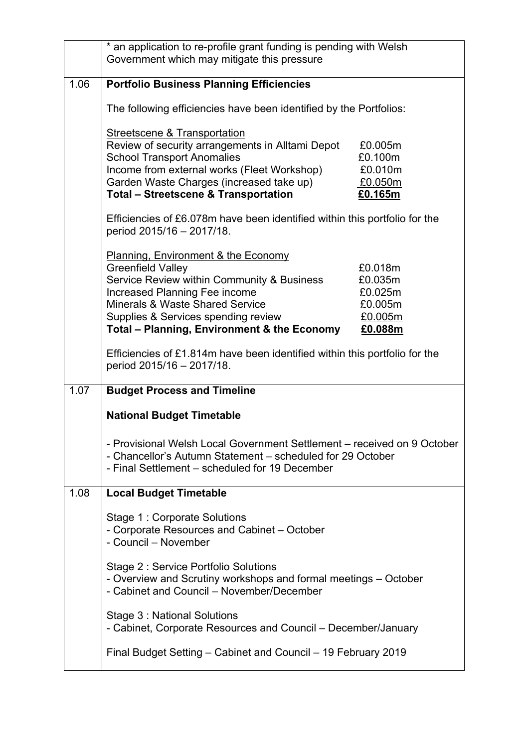| | |
|---|---|
| | * an application to re-profile grant funding is pending with Welsh Government which may mitigate this pressure |
| 1.06 | **Portfolio Business Planning Efficiencies**<br><br>The following efficiencies have been identified by the Portfolios:<br><br><u>Streetscene & Transportation</u><br>Review of security arrangements in Alltami Depot £0.005m<br>School Transport Anomalies £0.100m<br>Income from external works (Fleet Workshop) £0.010m<br>Garden Waste Charges (increased take up) <u>£0.050m</u><br>**Total – Streetscene & Transportation <u>£0.165m</u>**<br><br>Efficiencies of £6.078m have been identified within this portfolio for the period 2015/16 – 2017/18.<br><br><u>Planning, Environment & the Economy</u><br>Greenfield Valley £0.018m<br>Service Review within Community & Business £0.035m<br>Increased Planning Fee income £0.025m<br>Minerals & Waste Shared Service £0.005m<br>Supplies & Services spending review <u>£0.005m</u><br>**Total – Planning, Environment & the Economy <u>£0.088m</u>**<br><br>Efficiencies of £1.814m have been identified within this portfolio for the period 2015/16 – 2017/18. |
| 1.07 | **Budget Process and Timeline**<br><br>**National Budget Timetable**<br><br>- Provisional Welsh Local Government Settlement – received on 9 October<br>- Chancellor's Autumn Statement – scheduled for 29 October<br>- Final Settlement – scheduled for 19 December |
| 1.08 | **Local Budget Timetable**<br><br>Stage 1 : Corporate Solutions<br>- Corporate Resources and Cabinet – October<br>- Council – November<br><br>Stage 2 : Service Portfolio Solutions<br>- Overview and Scrutiny workshops and formal meetings – October<br>- Cabinet and Council – November/December<br><br>Stage 3 : National Solutions<br>- Cabinet, Corporate Resources and Council – December/January<br><br>Final Budget Setting – Cabinet and Council – 19 February 2019 |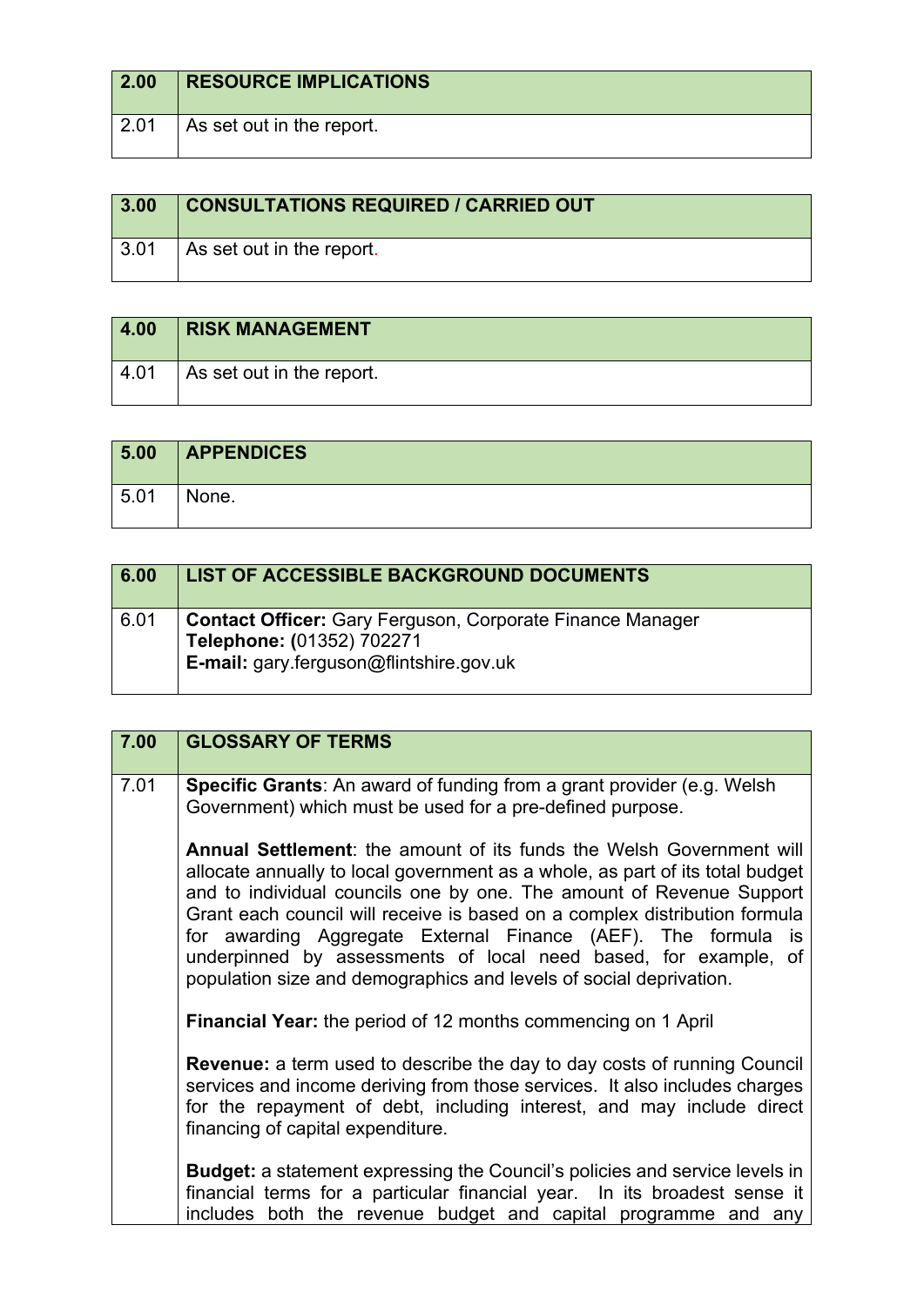| 2.00 | RESOURCE IMPLICATIONS |
|---|---|
| 2.01 | As set out in the report. |

| 3.00 | CONSULTATIONS REQUIRED / CARRIED OUT |
|---|---|
| 3.01 | As set out in the report. |

| 4.00 | RISK MANAGEMENT |
|---|---|
| 4.01 | As set out in the report. |

| 5.00 | APPENDICES |
|---|---|
| 5.01 | None. |

| 6.00 | LIST OF ACCESSIBLE BACKGROUND DOCUMENTS |
|---|---|
| 6.01 | **Contact Officer:** Gary Ferguson, Corporate Finance Manager<br>**Telephone: (**01352) 702271<br>**E-mail:** gary.ferguson@flintshire.gov.uk |

| 7.00 | GLOSSARY OF TERMS |
|---|---|
| 7.01 | **Specific Grants**: An award of funding from a grant provider (e.g. Welsh Government) which must be used for a pre-defined purpose.<br><br>**Annual Settlement**: the amount of its funds the Welsh Government will allocate annually to local government as a whole, as part of its total budget and to individual councils one by one. The amount of Revenue Support Grant each council will receive is based on a complex distribution formula for awarding Aggregate External Finance (AEF). The formula is underpinned by assessments of local need based, for example, of population size and demographics and levels of social deprivation.<br><br>**Financial Year:** the period of 12 months commencing on 1 April<br><br>**Revenue:** a term used to describe the day to day costs of running Council services and income deriving from those services. It also includes charges for the repayment of debt, including interest, and may include direct financing of capital expenditure.<br><br>**Budget:** a statement expressing the Council's policies and service levels in financial terms for a particular financial year. In its broadest sense it includes both the revenue budget and capital programme and any |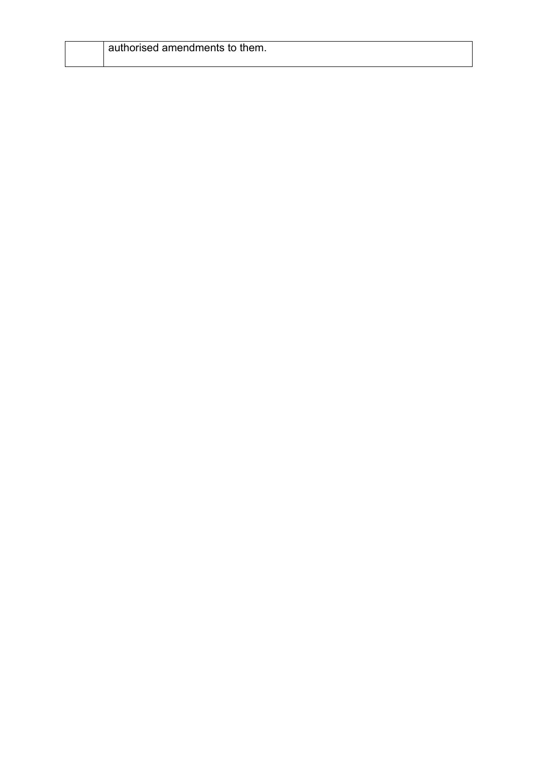| | |
|---|---|
| | authorised amendments to them. |